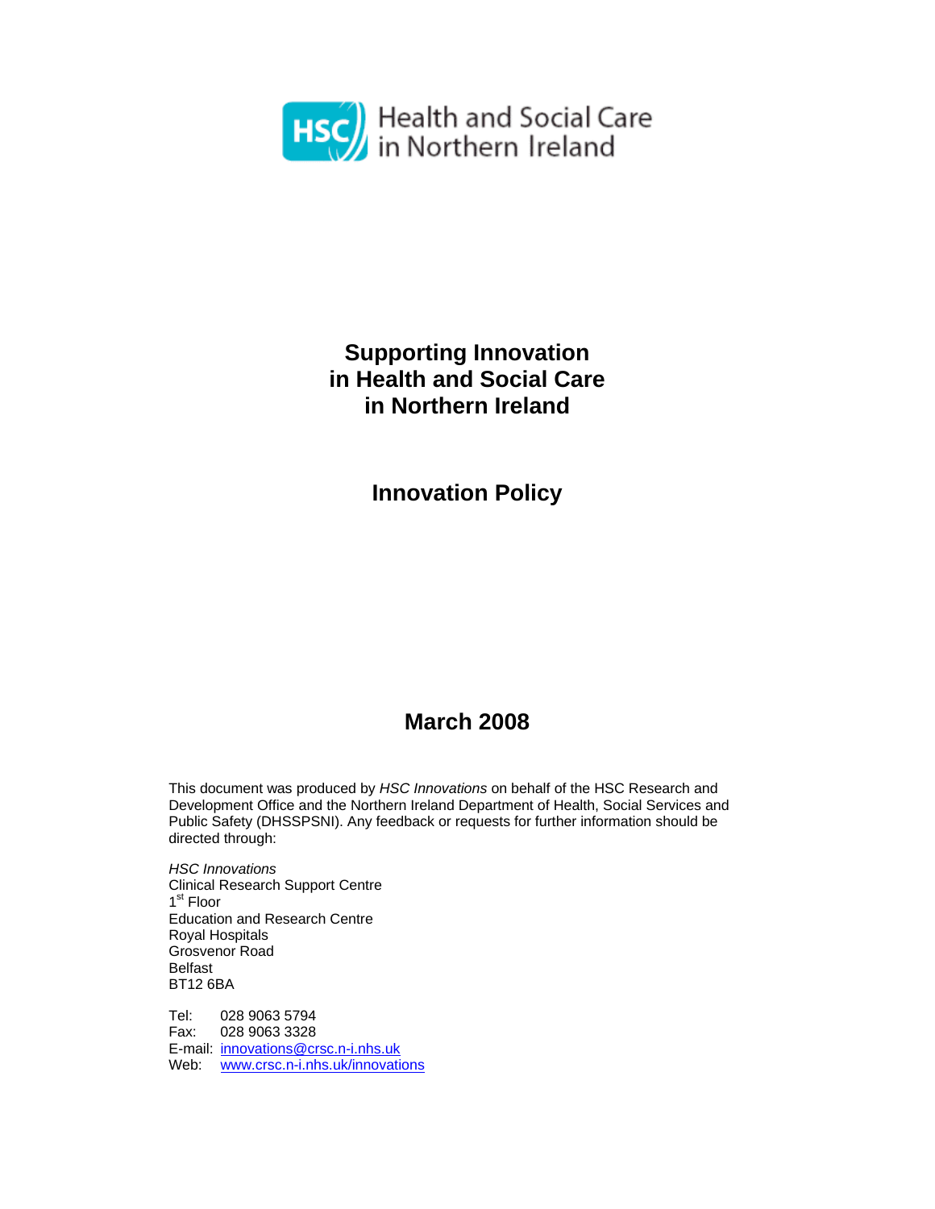Health and Social Care in Northern Ireland

# Supporting Innovation in Health and Social Care in Northern Ireland

## Innovation Policy

## March 2008

This document was produced by *HSC Innovations* on behalf of the HSC Research and Development Office and the Northern Ireland Department of Health, Social Services and Public Safety (DHSSPSNI). Any feedback or requests for further information should be directed through:

*HSC Innovations*
Clinical Research Support Centre
1st Floor
Education and Research Centre
Royal Hospitals
Grosvenor Road
Belfast
BT12 6BA

Tel: 028 9063 5794
Fax: 028 9063 3328
E-mail: innovations@crsc.n-i.nhs.uk
Web: www.crsc.n-i.nhs.uk/innovations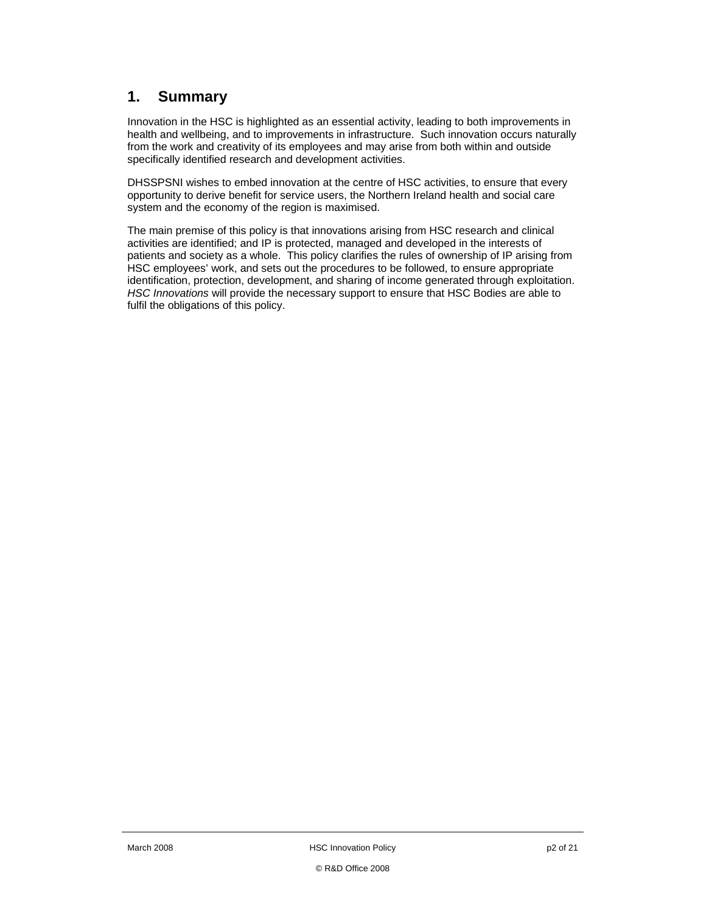# 1. Summary

Innovation in the HSC is highlighted as an essential activity, leading to both improvements in health and wellbeing, and to improvements in infrastructure. Such innovation occurs naturally from the work and creativity of its employees and may arise from both within and outside specifically identified research and development activities.

DHSSPSNI wishes to embed innovation at the centre of HSC activities, to ensure that every opportunity to derive benefit for service users, the Northern Ireland health and social care system and the economy of the region is maximised.

The main premise of this policy is that innovations arising from HSC research and clinical activities are identified; and IP is protected, managed and developed in the interests of patients and society as a whole. This policy clarifies the rules of ownership of IP arising from HSC employees' work, and sets out the procedures to be followed, to ensure appropriate identification, protection, development, and sharing of income generated through exploitation. *HSC Innovations* will provide the necessary support to ensure that HSC Bodies are able to fulfil the obligations of this policy.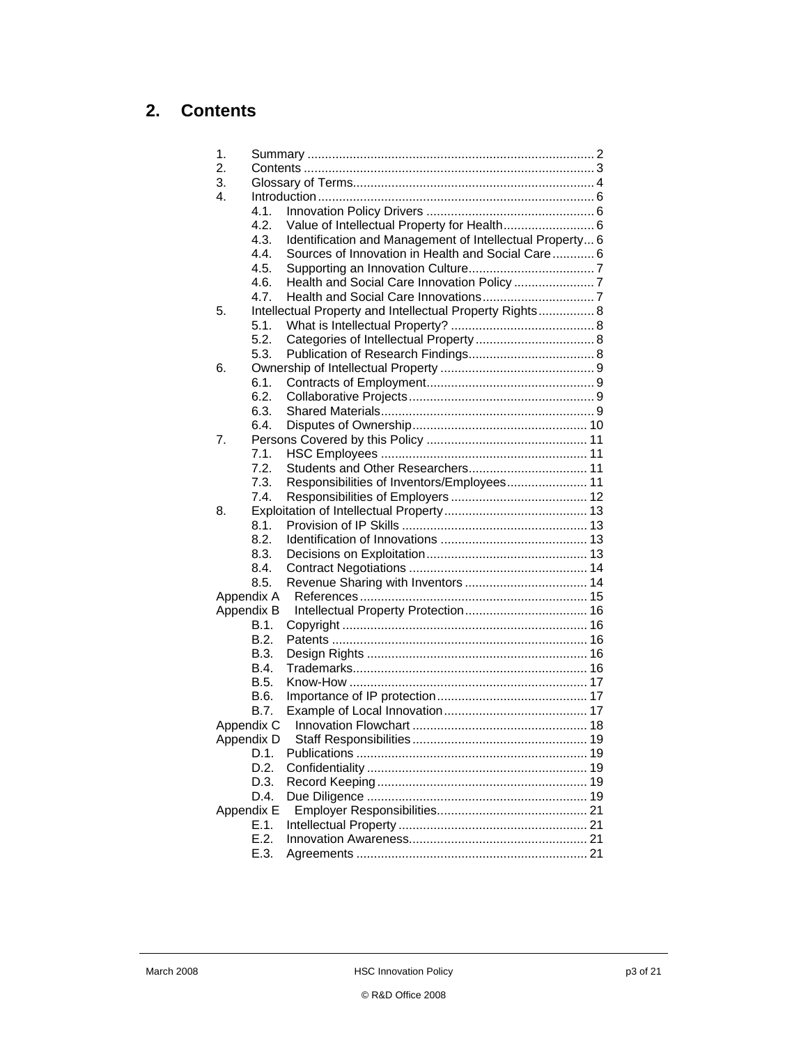## 2. Contents

1. Summary .................................................................................. 2
2. Contents .................................................................................. 3
3. Glossary of Terms.................................................................... 4
4. Introduction.............................................................................. 6
    - 4.1. Innovation Policy Drivers ................................................ 6
    - 4.2. Value of Intellectual Property for Health.......................... 6
    - 4.3. Identification and Management of Intellectual Property... 6
    - 4.4. Sources of Innovation in Health and Social Care............ 6
    - 4.5. Supporting an Innovation Culture.................................... 7
    - 4.6. Health and Social Care Innovation Policy ....................... 7
    - 4.7. Health and Social Care Innovations................................ 7
5. Intellectual Property and Intellectual Property Rights................ 8
    - 5.1. What is Intellectual Property? ......................................... 8
    - 5.2. Categories of Intellectual Property .................................. 8
    - 5.3. Publication of Research Findings.................................... 8
6. Ownership of Intellectual Property ............................................ 9
    - 6.1. Contracts of Employment................................................ 9
    - 6.2. Collaborative Projects..................................................... 9
    - 6.3. Shared Materials............................................................. 9
    - 6.4. Disputes of Ownership.................................................. 10
7. Persons Covered by this Policy .............................................. 11
    - 7.1. HSC Employees ........................................................... 11
    - 7.2. Students and Other Researchers.................................. 11
    - 7.3. Responsibilities of Inventors/Employees....................... 11
    - 7.4. Responsibilities of Employers ....................................... 12
8. Exploitation of Intellectual Property......................................... 13
    - 8.1. Provision of IP Skills ..................................................... 13
    - 8.2. Identification of Innovations .......................................... 13
    - 8.3. Decisions on Exploitation.............................................. 13
    - 8.4. Contract Negotiations ................................................... 14
    - 8.5. Revenue Sharing with Inventors ................................... 14

Appendix A References................................................................ 15

Appendix B Intellectual Property Protection................................... 16
- B.1. Copyright ...................................................................... 16
- B.2. Patents ......................................................................... 16
- B.3. Design Rights ............................................................... 16
- B.4. Trademarks................................................................... 16
- B.5. Know-How .................................................................... 17
- B.6. Importance of IP protection........................................... 17
- B.7. Example of Local Innovation......................................... 17

Appendix C Innovation Flowchart .................................................. 18

Appendix D Staff Responsibilities.................................................. 19
- D.1. Publications .................................................................. 19
- D.2. Confidentiality ............................................................... 19
- D.3. Record Keeping............................................................ 19
- D.4. Due Diligence ............................................................... 19

Appendix E Employer Responsibilities........................................... 21
- E.1. Intellectual Property ...................................................... 21
- E.2. Innovation Awareness................................................... 21
- E.3. Agreements .................................................................. 21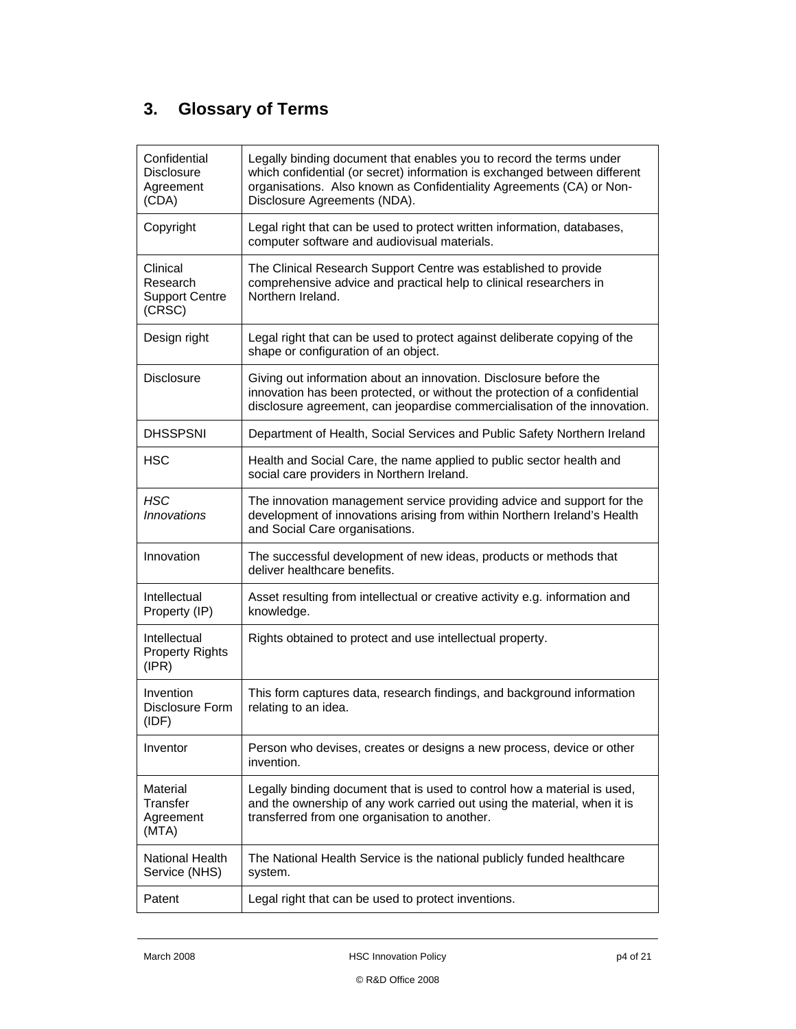## 3. Glossary of Terms

| Term | Definition |
| --- | --- |
| Confidential Disclosure Agreement (CDA) | Legally binding document that enables you to record the terms under which confidential (or secret) information is exchanged between different organisations. Also known as Confidentiality Agreements (CA) or Non-Disclosure Agreements (NDA). |
| Copyright | Legal right that can be used to protect written information, databases, computer software and audiovisual materials. |
| Clinical Research Support Centre (CRSC) | The Clinical Research Support Centre was established to provide comprehensive advice and practical help to clinical researchers in Northern Ireland. |
| Design right | Legal right that can be used to protect against deliberate copying of the shape or configuration of an object. |
| Disclosure | Giving out information about an innovation. Disclosure before the innovation has been protected, or without the protection of a confidential disclosure agreement, can jeopardise commercialisation of the innovation. |
| DHSSPSNI | Department of Health, Social Services and Public Safety Northern Ireland |
| HSC | Health and Social Care, the name applied to public sector health and social care providers in Northern Ireland. |
| *HSC Innovations* | The innovation management service providing advice and support for the development of innovations arising from within Northern Ireland's Health and Social Care organisations. |
| Innovation | The successful development of new ideas, products or methods that deliver healthcare benefits. |
| Intellectual Property (IP) | Asset resulting from intellectual or creative activity e.g. information and knowledge. |
| Intellectual Property Rights (IPR) | Rights obtained to protect and use intellectual property. |
| Invention Disclosure Form (IDF) | This form captures data, research findings, and background information relating to an idea. |
| Inventor | Person who devises, creates or designs a new process, device or other invention. |
| Material Transfer Agreement (MTA) | Legally binding document that is used to control how a material is used, and the ownership of any work carried out using the material, when it is transferred from one organisation to another. |
| National Health Service (NHS) | The National Health Service is the national publicly funded healthcare system. |
| Patent | Legal right that can be used to protect inventions. |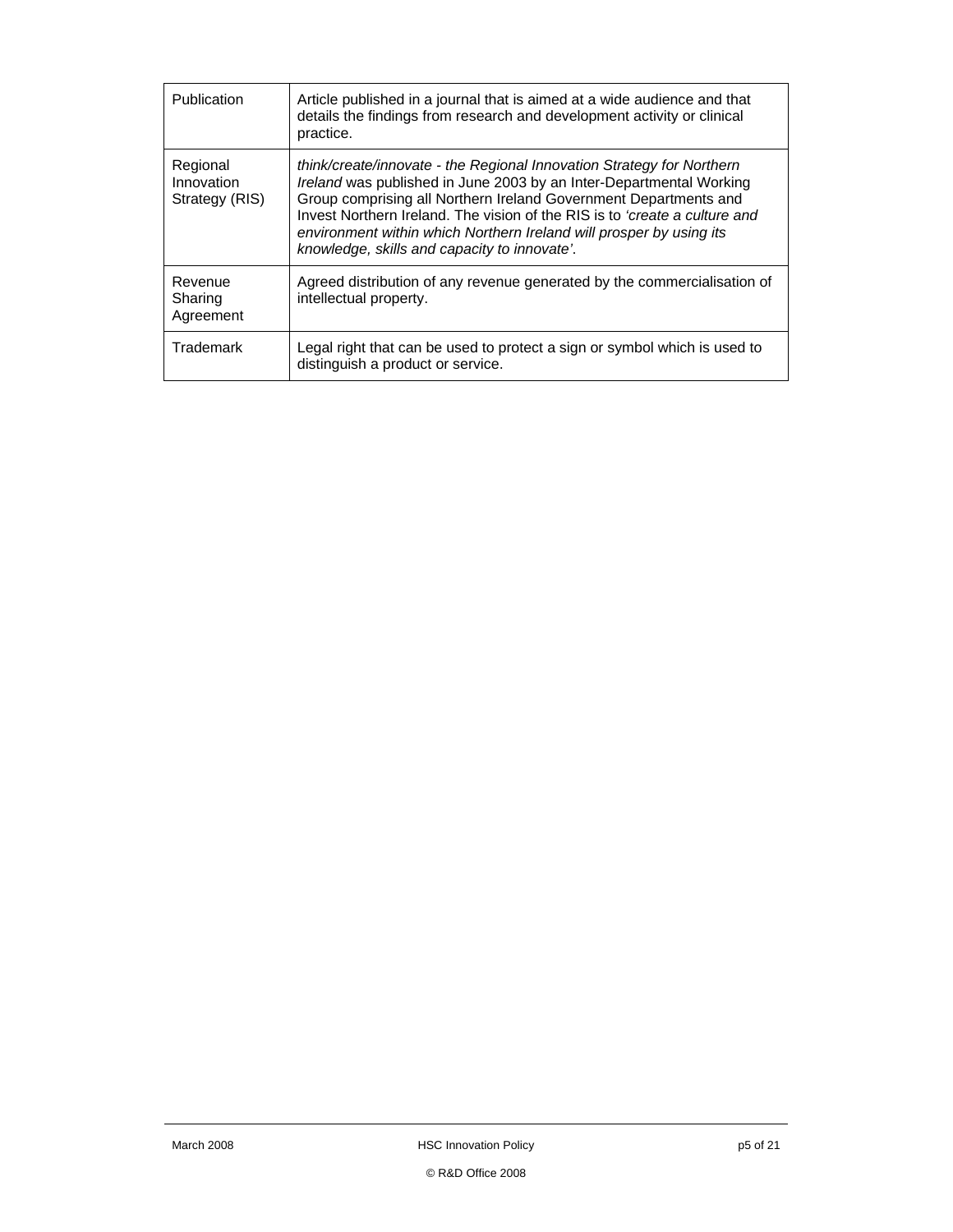| | |
|---|---|
| Publication | Article published in a journal that is aimed at a wide audience and that details the findings from research and development activity or clinical practice. |
| Regional Innovation Strategy (RIS) | *think/create/innovate - the Regional Innovation Strategy for Northern Ireland* was published in June 2003 by an Inter-Departmental Working Group comprising all Northern Ireland Government Departments and Invest Northern Ireland. The vision of the RIS is to *'create a culture and environment within which Northern Ireland will prosper by using its knowledge, skills and capacity to innovate'*. |
| Revenue Sharing Agreement | Agreed distribution of any revenue generated by the commercialisation of intellectual property. |
| Trademark | Legal right that can be used to protect a sign or symbol which is used to distinguish a product or service. |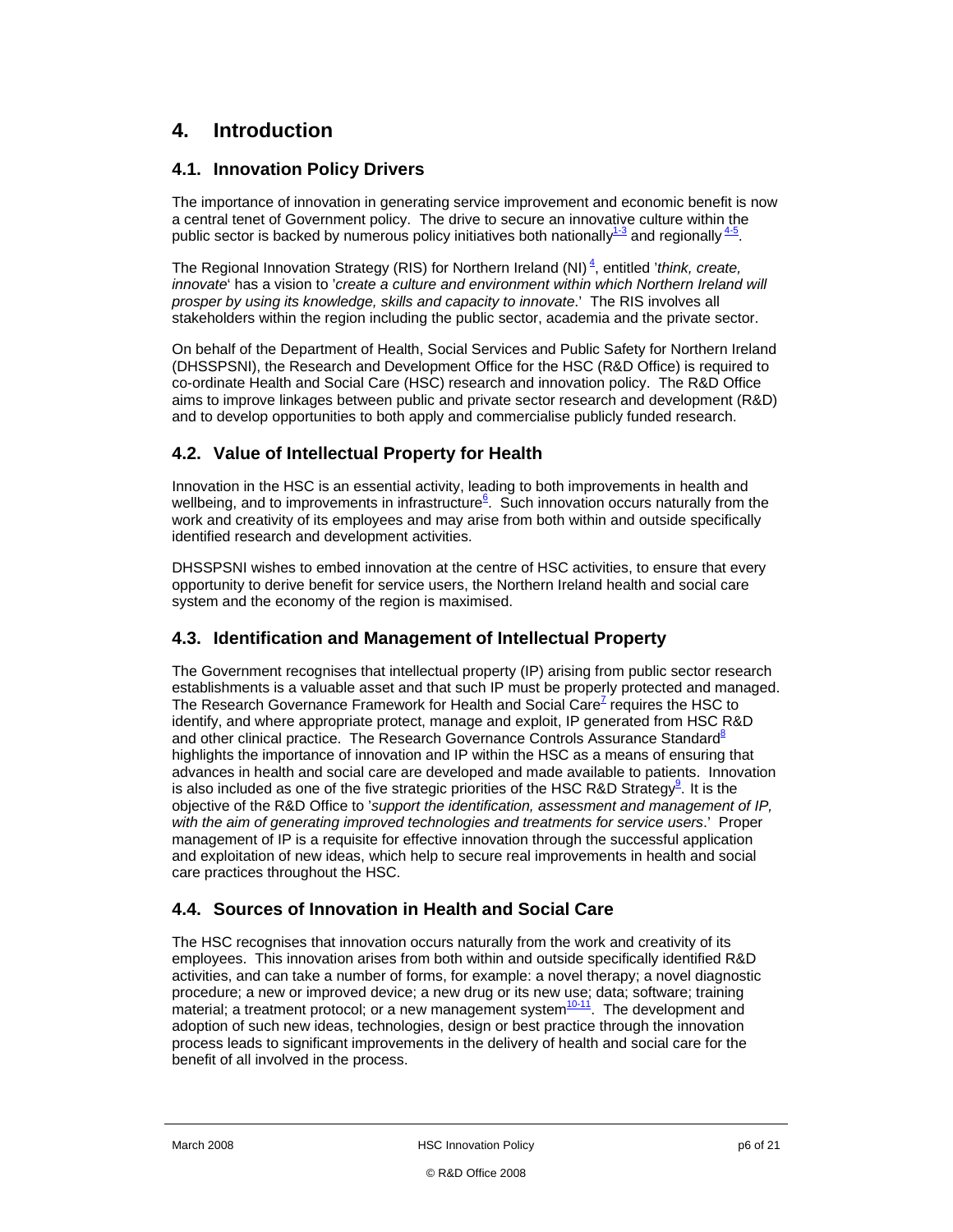# 4. Introduction

## 4.1. Innovation Policy Drivers

The importance of innovation in generating service improvement and economic benefit is now a central tenet of Government policy. The drive to secure an innovative culture within the public sector is backed by numerous policy initiatives both nationally[1-3] and regionally[4-5].

The Regional Innovation Strategy (RIS) for Northern Ireland (NI)[4], entitled '*think, create, innovate*' has a vision to '*create a culture and environment within which Northern Ireland will prosper by using its knowledge, skills and capacity to innovate*.' The RIS involves all stakeholders within the region including the public sector, academia and the private sector.

On behalf of the Department of Health, Social Services and Public Safety for Northern Ireland (DHSSPSNI), the Research and Development Office for the HSC (R&D Office) is required to co-ordinate Health and Social Care (HSC) research and innovation policy. The R&D Office aims to improve linkages between public and private sector research and development (R&D) and to develop opportunities to both apply and commercialise publicly funded research.

## 4.2. Value of Intellectual Property for Health

Innovation in the HSC is an essential activity, leading to both improvements in health and wellbeing, and to improvements in infrastructure[6]. Such innovation occurs naturally from the work and creativity of its employees and may arise from both within and outside specifically identified research and development activities.

DHSSPSNI wishes to embed innovation at the centre of HSC activities, to ensure that every opportunity to derive benefit for service users, the Northern Ireland health and social care system and the economy of the region is maximised.

## 4.3. Identification and Management of Intellectual Property

The Government recognises that intellectual property (IP) arising from public sector research establishments is a valuable asset and that such IP must be properly protected and managed. The Research Governance Framework for Health and Social Care[7] requires the HSC to identify, and where appropriate protect, manage and exploit, IP generated from HSC R&D and other clinical practice. The Research Governance Controls Assurance Standard[8] highlights the importance of innovation and IP within the HSC as a means of ensuring that advances in health and social care are developed and made available to patients. Innovation is also included as one of the five strategic priorities of the HSC R&D Strategy[9]. It is the objective of the R&D Office to '*support the identification, assessment and management of IP, with the aim of generating improved technologies and treatments for service users*.' Proper management of IP is a requisite for effective innovation through the successful application and exploitation of new ideas, which help to secure real improvements in health and social care practices throughout the HSC.

## 4.4. Sources of Innovation in Health and Social Care

The HSC recognises that innovation occurs naturally from the work and creativity of its employees. This innovation arises from both within and outside specifically identified R&D activities, and can take a number of forms, for example: a novel therapy; a novel diagnostic procedure; a new or improved device; a new drug or its new use; data; software; training material; a treatment protocol; or a new management system[10-11]. The development and adoption of such new ideas, technologies, design or best practice through the innovation process leads to significant improvements in the delivery of health and social care for the benefit of all involved in the process.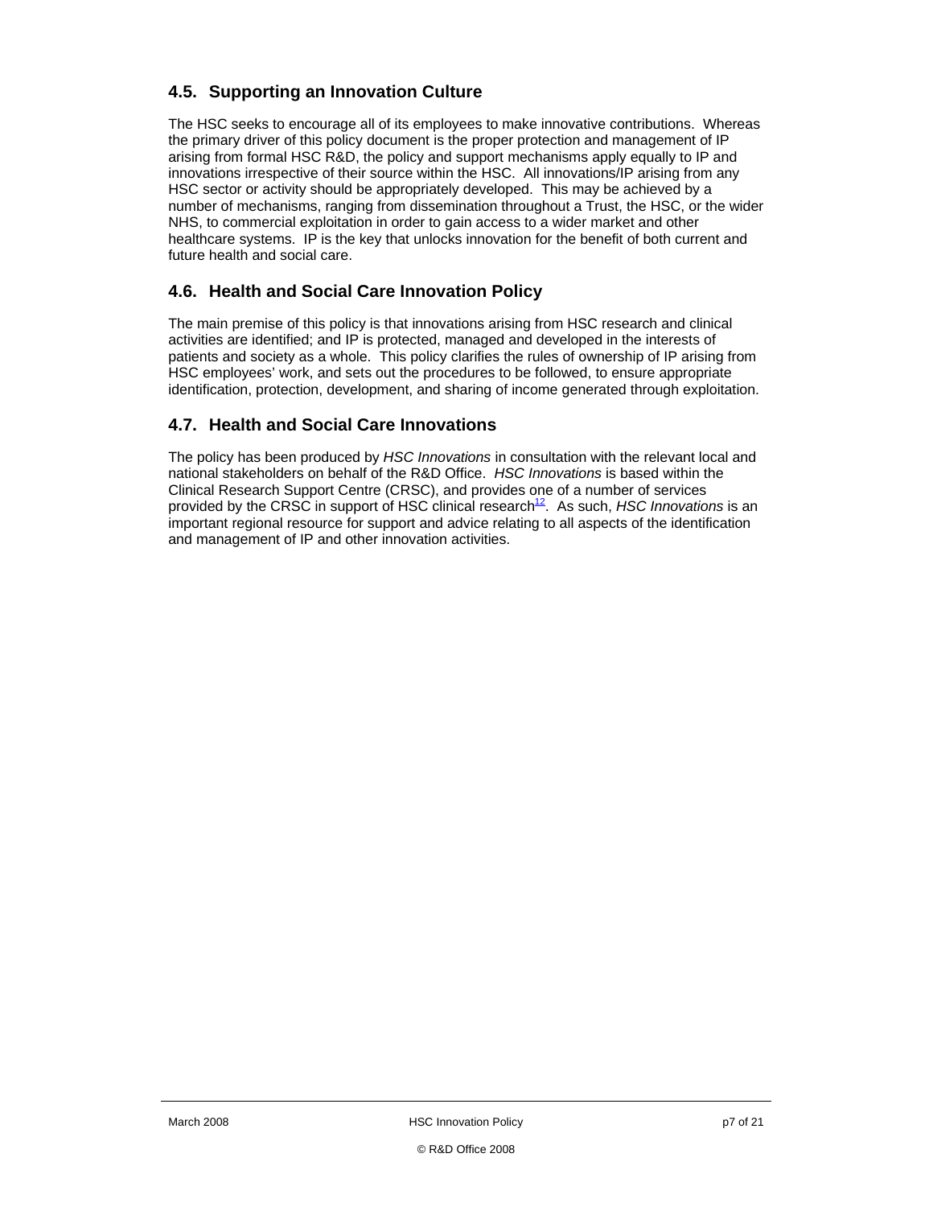## 4.5. Supporting an Innovation Culture

The HSC seeks to encourage all of its employees to make innovative contributions. Whereas the primary driver of this policy document is the proper protection and management of IP arising from formal HSC R&D, the policy and support mechanisms apply equally to IP and innovations irrespective of their source within the HSC. All innovations/IP arising from any HSC sector or activity should be appropriately developed. This may be achieved by a number of mechanisms, ranging from dissemination throughout a Trust, the HSC, or the wider NHS, to commercial exploitation in order to gain access to a wider market and other healthcare systems. IP is the key that unlocks innovation for the benefit of both current and future health and social care.

## 4.6. Health and Social Care Innovation Policy

The main premise of this policy is that innovations arising from HSC research and clinical activities are identified; and IP is protected, managed and developed in the interests of patients and society as a whole. This policy clarifies the rules of ownership of IP arising from HSC employees' work, and sets out the procedures to be followed, to ensure appropriate identification, protection, development, and sharing of income generated through exploitation.

## 4.7. Health and Social Care Innovations

The policy has been produced by *HSC Innovations* in consultation with the relevant local and national stakeholders on behalf of the R&D Office. *HSC Innovations* is based within the Clinical Research Support Centre (CRSC), and provides one of a number of services provided by the CRSC in support of HSC clinical research[12]. As such, *HSC Innovations* is an important regional resource for support and advice relating to all aspects of the identification and management of IP and other innovation activities.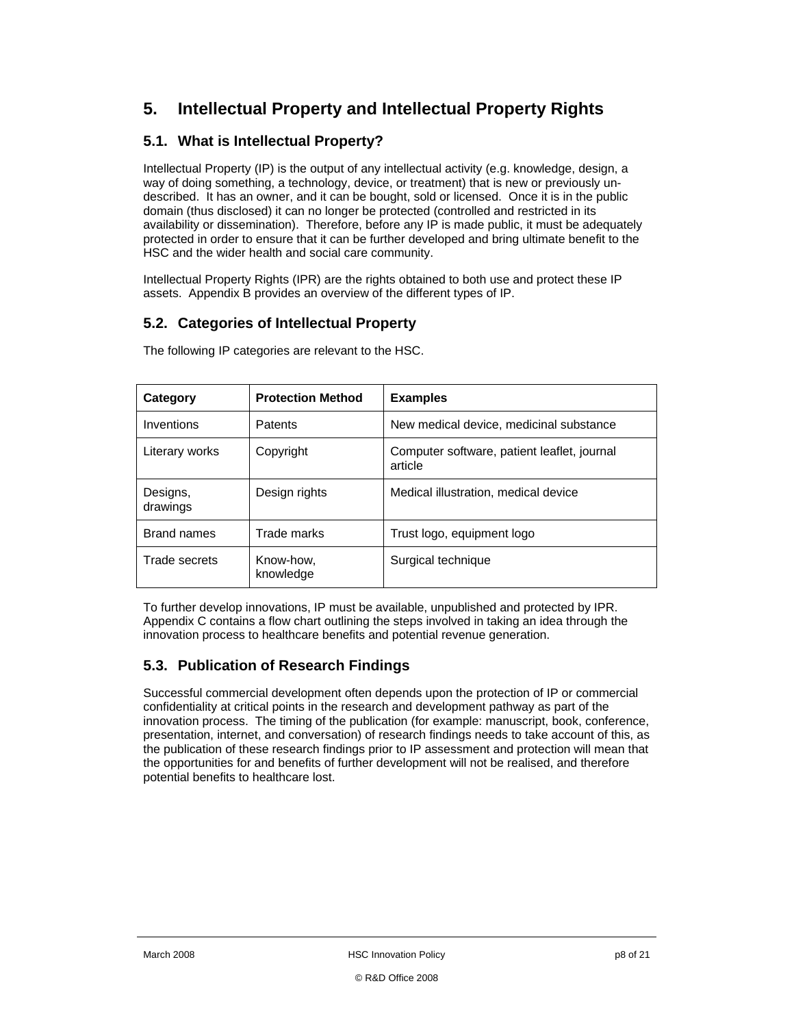# 5. Intellectual Property and Intellectual Property Rights

## 5.1. What is Intellectual Property?

Intellectual Property (IP) is the output of any intellectual activity (e.g. knowledge, design, a way of doing something, a technology, device, or treatment) that is new or previously un-described. It has an owner, and it can be bought, sold or licensed. Once it is in the public domain (thus disclosed) it can no longer be protected (controlled and restricted in its availability or dissemination). Therefore, before any IP is made public, it must be adequately protected in order to ensure that it can be further developed and bring ultimate benefit to the HSC and the wider health and social care community.

Intellectual Property Rights (IPR) are the rights obtained to both use and protect these IP assets. Appendix B provides an overview of the different types of IP.

## 5.2. Categories of Intellectual Property

The following IP categories are relevant to the HSC.

| Category | Protection Method | Examples |
|---|---|---|
| Inventions | Patents | New medical device, medicinal substance |
| Literary works | Copyright | Computer software, patient leaflet, journal article |
| Designs, drawings | Design rights | Medical illustration, medical device |
| Brand names | Trade marks | Trust logo, equipment logo |
| Trade secrets | Know-how, knowledge | Surgical technique |

To further develop innovations, IP must be available, unpublished and protected by IPR. Appendix C contains a flow chart outlining the steps involved in taking an idea through the innovation process to healthcare benefits and potential revenue generation.

## 5.3. Publication of Research Findings

Successful commercial development often depends upon the protection of IP or commercial confidentiality at critical points in the research and development pathway as part of the innovation process. The timing of the publication (for example: manuscript, book, conference, presentation, internet, and conversation) of research findings needs to take account of this, as the publication of these research findings prior to IP assessment and protection will mean that the opportunities for and benefits of further development will not be realised, and therefore potential benefits to healthcare lost.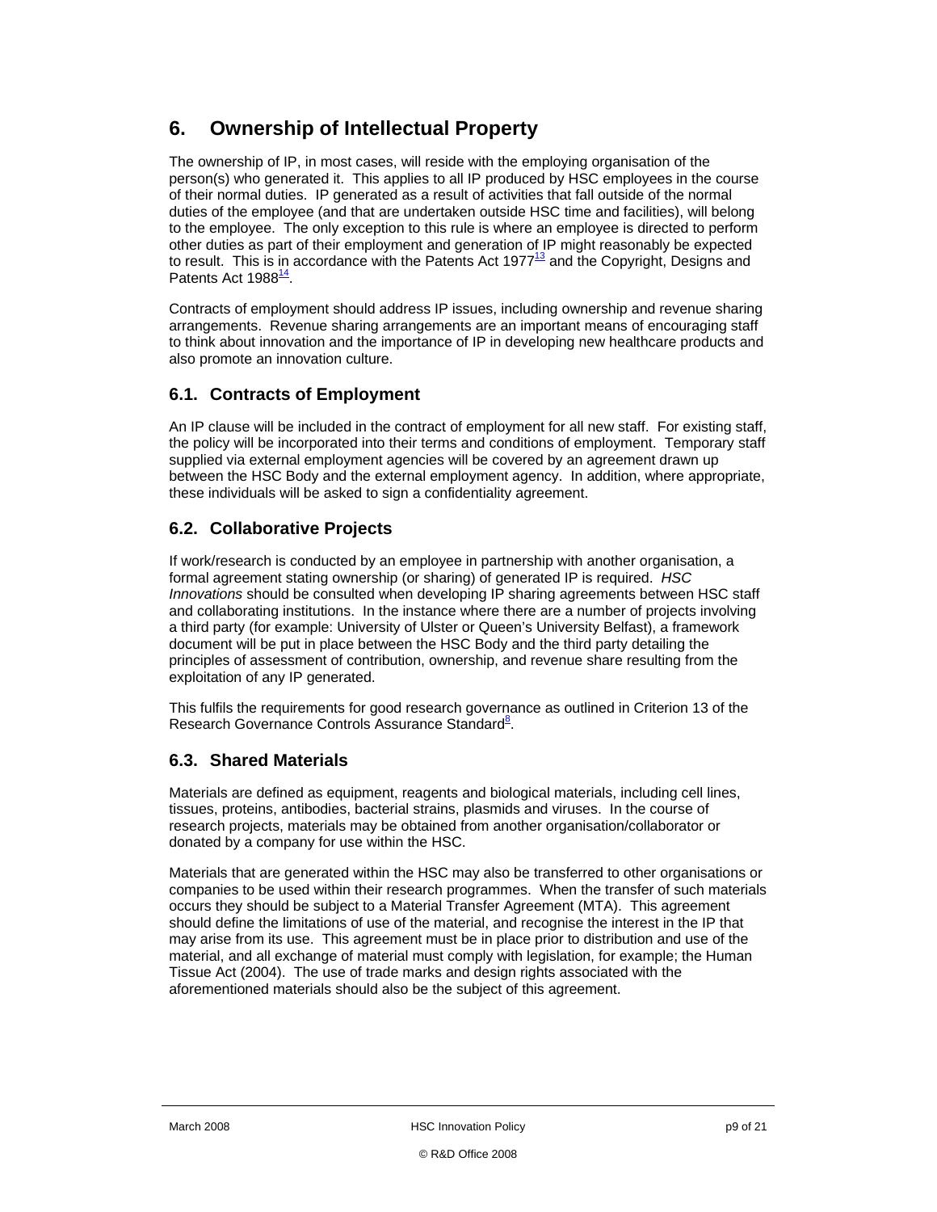# 6. Ownership of Intellectual Property

The ownership of IP, in most cases, will reside with the employing organisation of the person(s) who generated it. This applies to all IP produced by HSC employees in the course of their normal duties. IP generated as a result of activities that fall outside of the normal duties of the employee (and that are undertaken outside HSC time and facilities), will belong to the employee. The only exception to this rule is where an employee is directed to perform other duties as part of their employment and generation of IP might reasonably be expected to result. This is in accordance with the Patents Act 1977[13] and the Copyright, Designs and Patents Act 1988[14].

Contracts of employment should address IP issues, including ownership and revenue sharing arrangements. Revenue sharing arrangements are an important means of encouraging staff to think about innovation and the importance of IP in developing new healthcare products and also promote an innovation culture.

## 6.1. Contracts of Employment

An IP clause will be included in the contract of employment for all new staff. For existing staff, the policy will be incorporated into their terms and conditions of employment. Temporary staff supplied via external employment agencies will be covered by an agreement drawn up between the HSC Body and the external employment agency. In addition, where appropriate, these individuals will be asked to sign a confidentiality agreement.

## 6.2. Collaborative Projects

If work/research is conducted by an employee in partnership with another organisation, a formal agreement stating ownership (or sharing) of generated IP is required. *HSC Innovations* should be consulted when developing IP sharing agreements between HSC staff and collaborating institutions. In the instance where there are a number of projects involving a third party (for example: University of Ulster or Queen's University Belfast), a framework document will be put in place between the HSC Body and the third party detailing the principles of assessment of contribution, ownership, and revenue share resulting from the exploitation of any IP generated.

This fulfils the requirements for good research governance as outlined in Criterion 13 of the Research Governance Controls Assurance Standard[8].

## 6.3. Shared Materials

Materials are defined as equipment, reagents and biological materials, including cell lines, tissues, proteins, antibodies, bacterial strains, plasmids and viruses. In the course of research projects, materials may be obtained from another organisation/collaborator or donated by a company for use within the HSC.

Materials that are generated within the HSC may also be transferred to other organisations or companies to be used within their research programmes. When the transfer of such materials occurs they should be subject to a Material Transfer Agreement (MTA). This agreement should define the limitations of use of the material, and recognise the interest in the IP that may arise from its use. This agreement must be in place prior to distribution and use of the material, and all exchange of material must comply with legislation, for example; the Human Tissue Act (2004). The use of trade marks and design rights associated with the aforementioned materials should also be the subject of this agreement.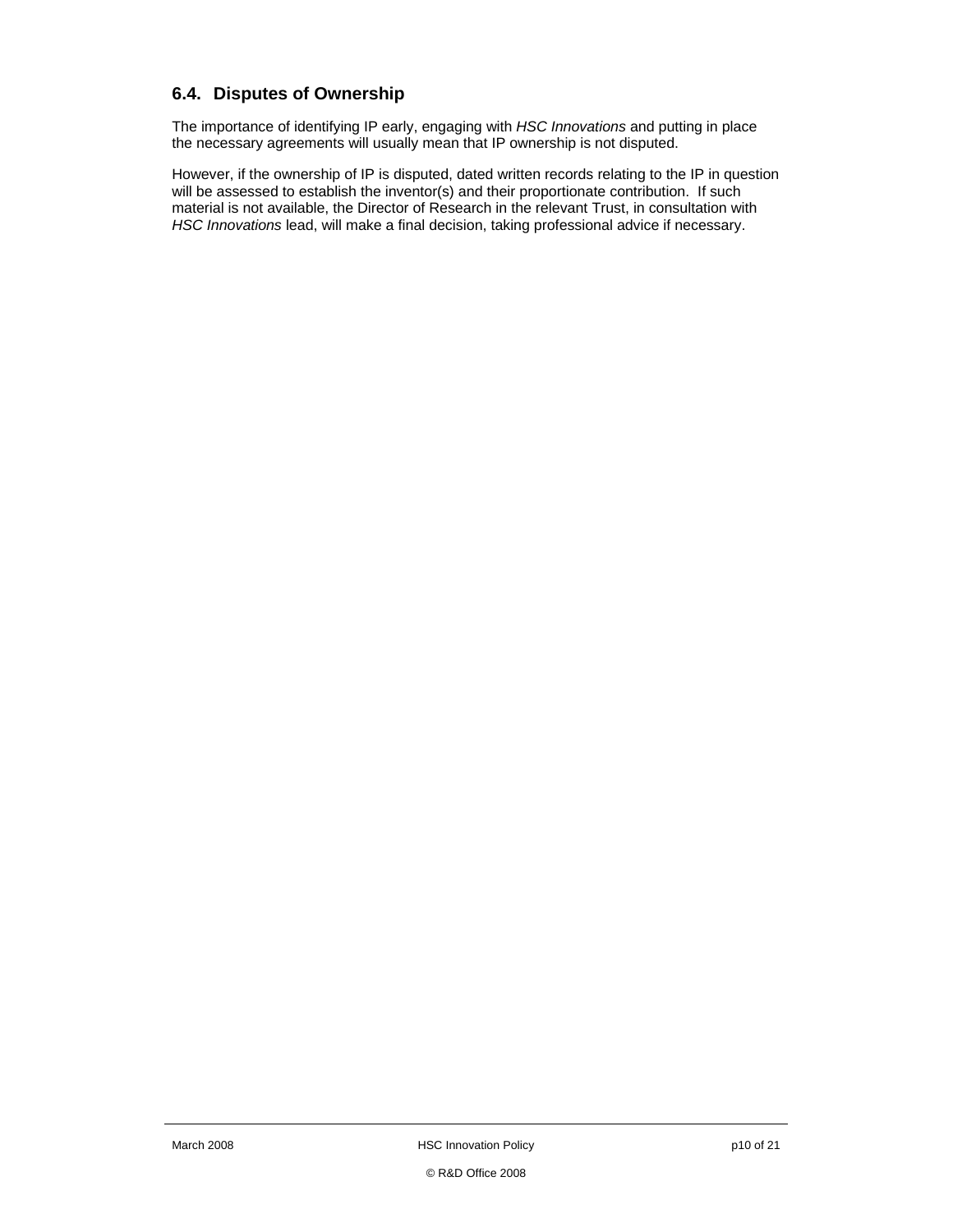### 6.4. Disputes of Ownership

The importance of identifying IP early, engaging with *HSC Innovations* and putting in place the necessary agreements will usually mean that IP ownership is not disputed.

However, if the ownership of IP is disputed, dated written records relating to the IP in question will be assessed to establish the inventor(s) and their proportionate contribution. If such material is not available, the Director of Research in the relevant Trust, in consultation with *HSC Innovations* lead, will make a final decision, taking professional advice if necessary.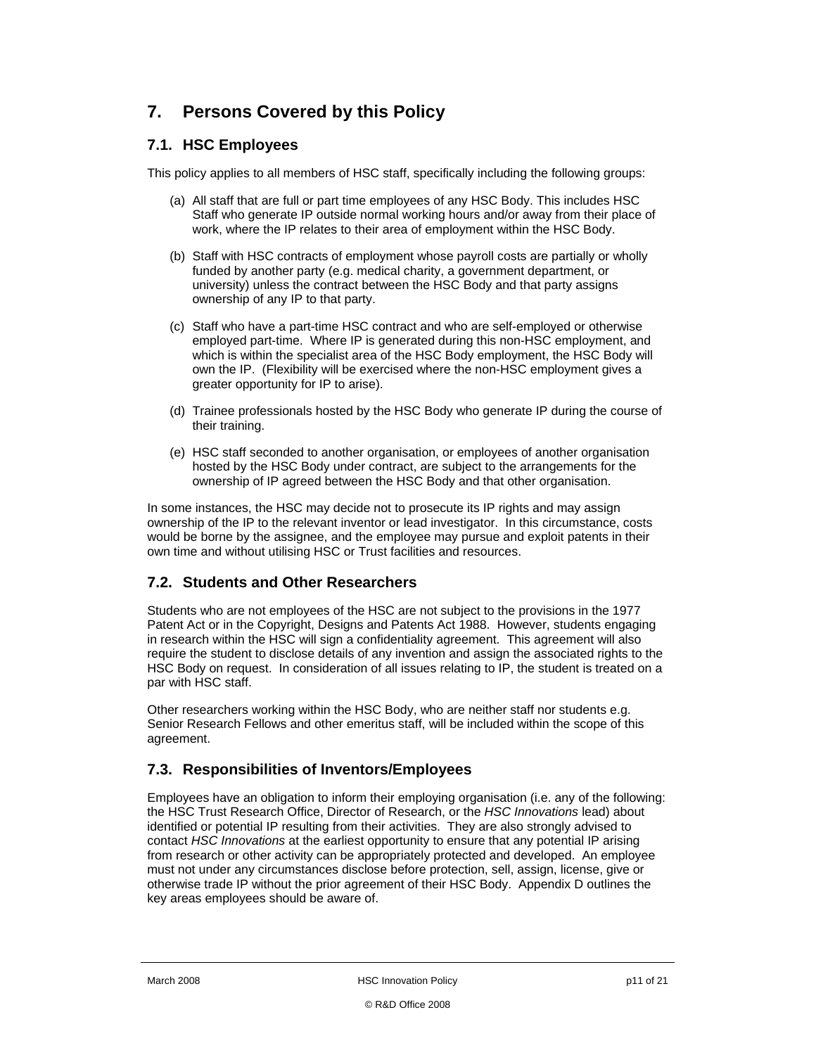# 7. Persons Covered by this Policy

## 7.1. HSC Employees

This policy applies to all members of HSC staff, specifically including the following groups:

(a) All staff that are full or part time employees of any HSC Body. This includes HSC Staff who generate IP outside normal working hours and/or away from their place of work, where the IP relates to their area of employment within the HSC Body.

(b) Staff with HSC contracts of employment whose payroll costs are partially or wholly funded by another party (e.g. medical charity, a government department, or university) unless the contract between the HSC Body and that party assigns ownership of any IP to that party.

(c) Staff who have a part-time HSC contract and who are self-employed or otherwise employed part-time. Where IP is generated during this non-HSC employment, and which is within the specialist area of the HSC Body employment, the HSC Body will own the IP. (Flexibility will be exercised where the non-HSC employment gives a greater opportunity for IP to arise).

(d) Trainee professionals hosted by the HSC Body who generate IP during the course of their training.

(e) HSC staff seconded to another organisation, or employees of another organisation hosted by the HSC Body under contract, are subject to the arrangements for the ownership of IP agreed between the HSC Body and that other organisation.

In some instances, the HSC may decide not to prosecute its IP rights and may assign ownership of the IP to the relevant inventor or lead investigator. In this circumstance, costs would be borne by the assignee, and the employee may pursue and exploit patents in their own time and without utilising HSC or Trust facilities and resources.

## 7.2. Students and Other Researchers

Students who are not employees of the HSC are not subject to the provisions in the 1977 Patent Act or in the Copyright, Designs and Patents Act 1988. However, students engaging in research within the HSC will sign a confidentiality agreement. This agreement will also require the student to disclose details of any invention and assign the associated rights to the HSC Body on request. In consideration of all issues relating to IP, the student is treated on a par with HSC staff.

Other researchers working within the HSC Body, who are neither staff nor students e.g. Senior Research Fellows and other emeritus staff, will be included within the scope of this agreement.

## 7.3. Responsibilities of Inventors/Employees

Employees have an obligation to inform their employing organisation (i.e. any of the following: the HSC Trust Research Office, Director of Research, or the *HSC Innovations* lead) about identified or potential IP resulting from their activities. They are also strongly advised to contact *HSC Innovations* at the earliest opportunity to ensure that any potential IP arising from research or other activity can be appropriately protected and developed. An employee must not under any circumstances disclose before protection, sell, assign, license, give or otherwise trade IP without the prior agreement of their HSC Body. Appendix D outlines the key areas employees should be aware of.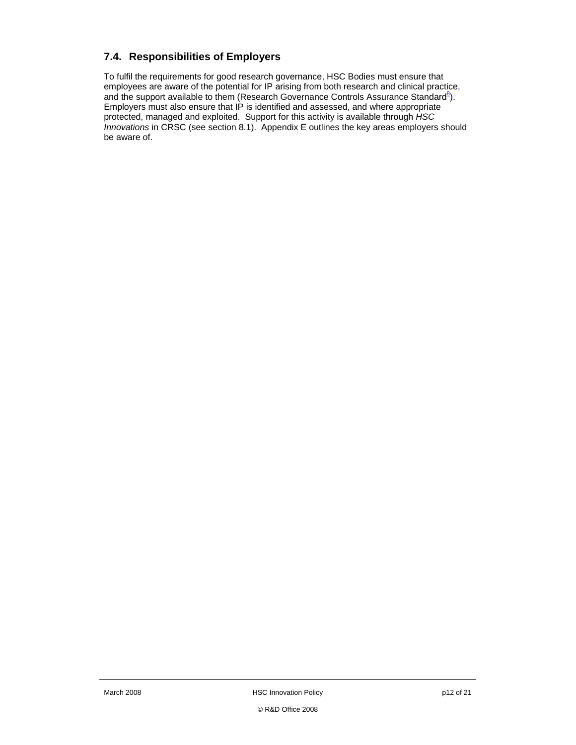## 7.4. Responsibilities of Employers

To fulfil the requirements for good research governance, HSC Bodies must ensure that employees are aware of the potential for IP arising from both research and clinical practice, and the support available to them (Research Governance Controls Assurance Standard[8]). Employers must also ensure that IP is identified and assessed, and where appropriate protected, managed and exploited. Support for this activity is available through *HSC Innovations* in CRSC (see section 8.1). Appendix E outlines the key areas employers should be aware of.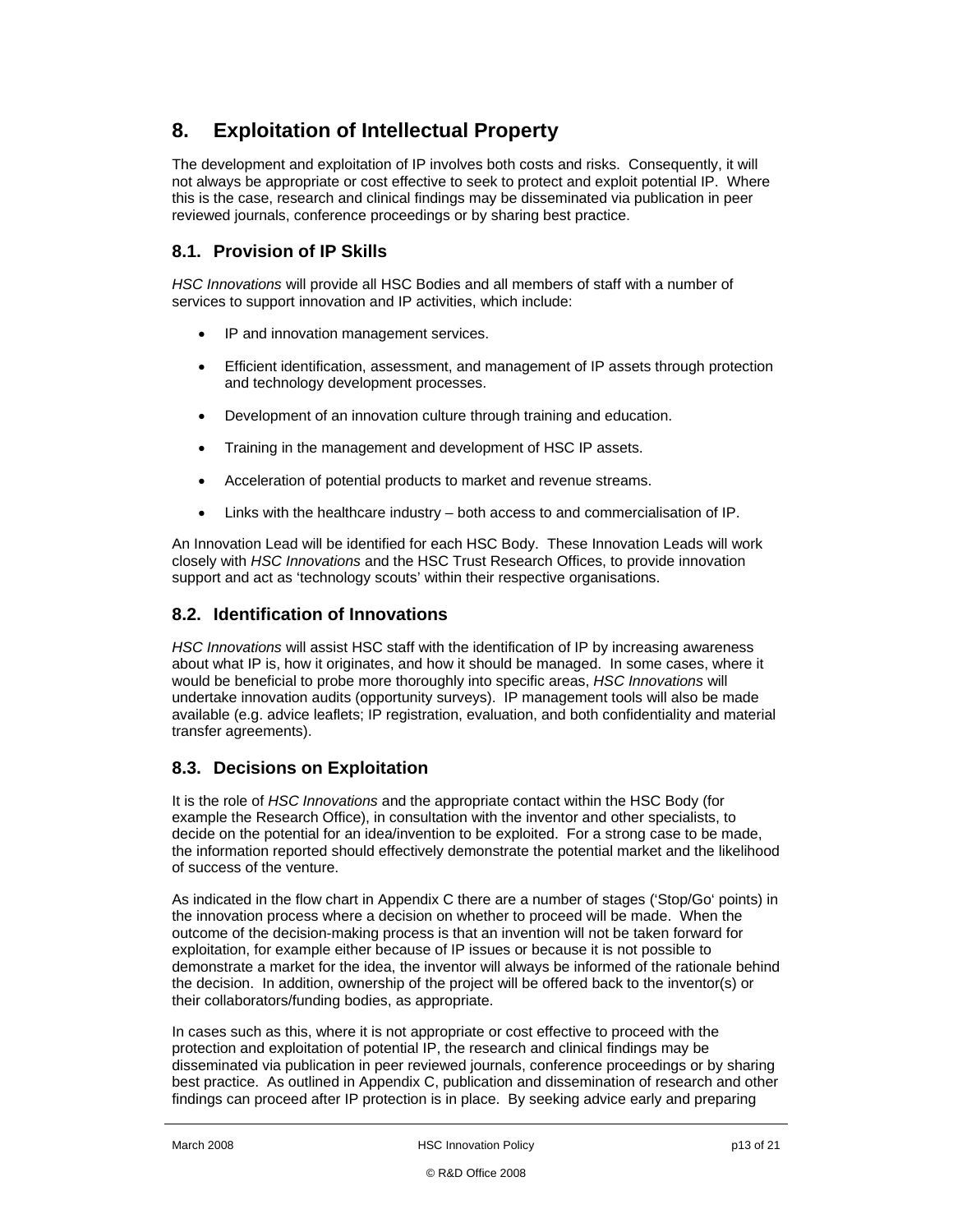# 8. Exploitation of Intellectual Property

The development and exploitation of IP involves both costs and risks. Consequently, it will not always be appropriate or cost effective to seek to protect and exploit potential IP. Where this is the case, research and clinical findings may be disseminated via publication in peer reviewed journals, conference proceedings or by sharing best practice.

## 8.1. Provision of IP Skills

*HSC Innovations* will provide all HSC Bodies and all members of staff with a number of services to support innovation and IP activities, which include:

- IP and innovation management services.
- Efficient identification, assessment, and management of IP assets through protection and technology development processes.
- Development of an innovation culture through training and education.
- Training in the management and development of HSC IP assets.
- Acceleration of potential products to market and revenue streams.
- Links with the healthcare industry – both access to and commercialisation of IP.

An Innovation Lead will be identified for each HSC Body. These Innovation Leads will work closely with *HSC Innovations* and the HSC Trust Research Offices, to provide innovation support and act as 'technology scouts' within their respective organisations.

## 8.2. Identification of Innovations

*HSC Innovations* will assist HSC staff with the identification of IP by increasing awareness about what IP is, how it originates, and how it should be managed. In some cases, where it would be beneficial to probe more thoroughly into specific areas, *HSC Innovations* will undertake innovation audits (opportunity surveys). IP management tools will also be made available (e.g. advice leaflets; IP registration, evaluation, and both confidentiality and material transfer agreements).

## 8.3. Decisions on Exploitation

It is the role of *HSC Innovations* and the appropriate contact within the HSC Body (for example the Research Office), in consultation with the inventor and other specialists, to decide on the potential for an idea/invention to be exploited. For a strong case to be made, the information reported should effectively demonstrate the potential market and the likelihood of success of the venture.

As indicated in the flow chart in Appendix C there are a number of stages ('Stop/Go' points) in the innovation process where a decision on whether to proceed will be made. When the outcome of the decision-making process is that an invention will not be taken forward for exploitation, for example either because of IP issues or because it is not possible to demonstrate a market for the idea, the inventor will always be informed of the rationale behind the decision. In addition, ownership of the project will be offered back to the inventor(s) or their collaborators/funding bodies, as appropriate.

In cases such as this, where it is not appropriate or cost effective to proceed with the protection and exploitation of potential IP, the research and clinical findings may be disseminated via publication in peer reviewed journals, conference proceedings or by sharing best practice. As outlined in Appendix C, publication and dissemination of research and other findings can proceed after IP protection is in place. By seeking advice early and preparing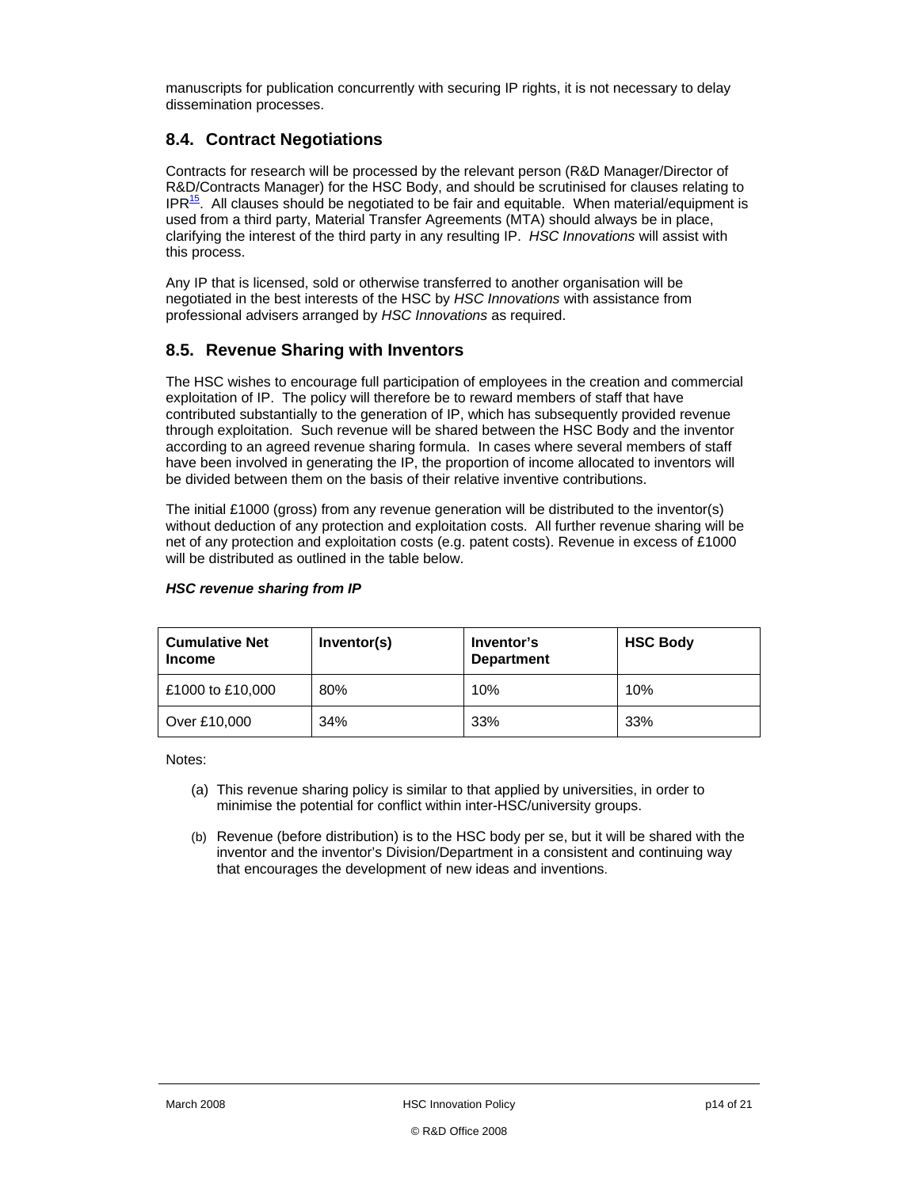manuscripts for publication concurrently with securing IP rights, it is not necessary to delay dissemination processes.

## 8.4. Contract Negotiations

Contracts for research will be processed by the relevant person (R&D Manager/Director of R&D/Contracts Manager) for the HSC Body, and should be scrutinised for clauses relating to IPR[15]. All clauses should be negotiated to be fair and equitable. When material/equipment is used from a third party, Material Transfer Agreements (MTA) should always be in place, clarifying the interest of the third party in any resulting IP. *HSC Innovations* will assist with this process.

Any IP that is licensed, sold or otherwise transferred to another organisation will be negotiated in the best interests of the HSC by *HSC Innovations* with assistance from professional advisers arranged by *HSC Innovations* as required.

## 8.5. Revenue Sharing with Inventors

The HSC wishes to encourage full participation of employees in the creation and commercial exploitation of IP. The policy will therefore be to reward members of staff that have contributed substantially to the generation of IP, which has subsequently provided revenue through exploitation. Such revenue will be shared between the HSC Body and the inventor according to an agreed revenue sharing formula. In cases where several members of staff have been involved in generating the IP, the proportion of income allocated to inventors will be divided between them on the basis of their relative inventive contributions.

The initial £1000 (gross) from any revenue generation will be distributed to the inventor(s) without deduction of any protection and exploitation costs. All further revenue sharing will be net of any protection and exploitation costs (e.g. patent costs). Revenue in excess of £1000 will be distributed as outlined in the table below.

***HSC revenue sharing from IP***

| Cumulative Net Income | Inventor(s) | Inventor's Department | HSC Body |
|---|---|---|---|
| £1000 to £10,000 | 80% | 10% | 10% |
| Over £10,000 | 34% | 33% | 33% |

Notes:

(a) This revenue sharing policy is similar to that applied by universities, in order to minimise the potential for conflict within inter-HSC/university groups.

(b) Revenue (before distribution) is to the HSC body per se, but it will be shared with the inventor and the inventor's Division/Department in a consistent and continuing way that encourages the development of new ideas and inventions.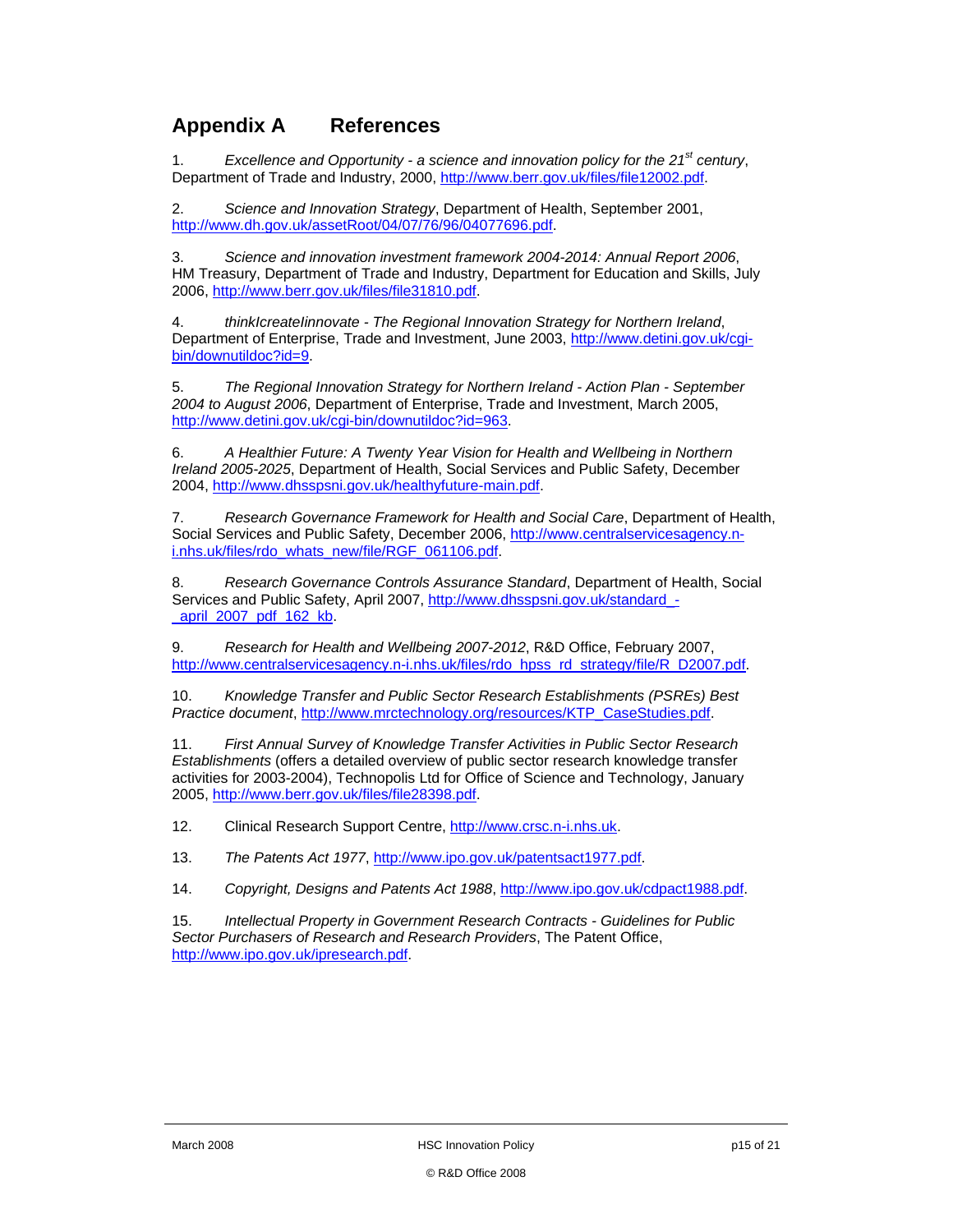# Appendix A References

1. *Excellence and Opportunity - a science and innovation policy for the 21st century*, Department of Trade and Industry, 2000, http://www.berr.gov.uk/files/file12002.pdf.

2. *Science and Innovation Strategy*, Department of Health, September 2001, http://www.dh.gov.uk/assetRoot/04/07/76/96/04077696.pdf.

3. *Science and innovation investment framework 2004-2014: Annual Report 2006*, HM Treasury, Department of Trade and Industry, Department for Education and Skills, July 2006, http://www.berr.gov.uk/files/file31810.pdf.

4. *thinkIcreateIinnovate - The Regional Innovation Strategy for Northern Ireland*, Department of Enterprise, Trade and Investment, June 2003, http://www.detini.gov.uk/cgi-bin/downutildoc?id=9.

5. *The Regional Innovation Strategy for Northern Ireland - Action Plan - September 2004 to August 2006*, Department of Enterprise, Trade and Investment, March 2005, http://www.detini.gov.uk/cgi-bin/downutildoc?id=963.

6. *A Healthier Future: A Twenty Year Vision for Health and Wellbeing in Northern Ireland 2005-2025*, Department of Health, Social Services and Public Safety, December 2004, http://www.dhsspsni.gov.uk/healthyfuture-main.pdf.

7. *Research Governance Framework for Health and Social Care*, Department of Health, Social Services and Public Safety, December 2006, http://www.centralservicesagency.n-i.nhs.uk/files/rdo_whats_new/file/RGF_061106.pdf.

8. *Research Governance Controls Assurance Standard*, Department of Health, Social Services and Public Safety, April 2007, http://www.dhsspsni.gov.uk/standard_-_april_2007_pdf_162_kb.

9. *Research for Health and Wellbeing 2007-2012*, R&D Office, February 2007, http://www.centralservicesagency.n-i.nhs.uk/files/rdo_hpss_rd_strategy/file/R_D2007.pdf.

10. *Knowledge Transfer and Public Sector Research Establishments (PSREs) Best Practice document*, http://www.mrctechnology.org/resources/KTP_CaseStudies.pdf.

11. *First Annual Survey of Knowledge Transfer Activities in Public Sector Research Establishments* (offers a detailed overview of public sector research knowledge transfer activities for 2003-2004), Technopolis Ltd for Office of Science and Technology, January 2005, http://www.berr.gov.uk/files/file28398.pdf.

12. Clinical Research Support Centre, http://www.crsc.n-i.nhs.uk.

13. *The Patents Act 1977*, http://www.ipo.gov.uk/patentsact1977.pdf.

14. *Copyright, Designs and Patents Act 1988*, http://www.ipo.gov.uk/cdpact1988.pdf.

15. *Intellectual Property in Government Research Contracts - Guidelines for Public Sector Purchasers of Research and Research Providers*, The Patent Office, http://www.ipo.gov.uk/ipresearch.pdf.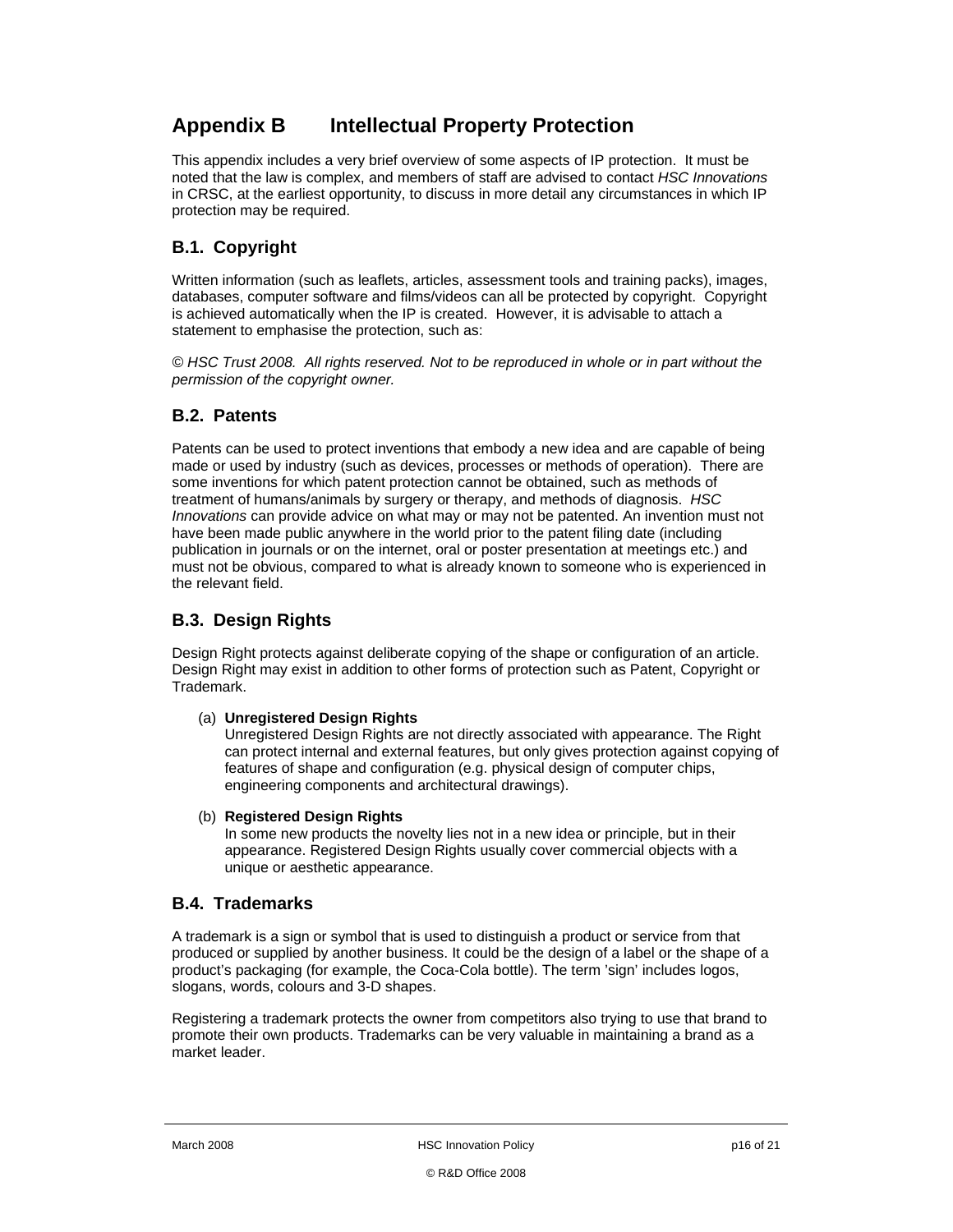# Appendix B Intellectual Property Protection

This appendix includes a very brief overview of some aspects of IP protection. It must be noted that the law is complex, and members of staff are advised to contact *HSC Innovations* in CRSC, at the earliest opportunity, to discuss in more detail any circumstances in which IP protection may be required.

## B.1. Copyright

Written information (such as leaflets, articles, assessment tools and training packs), images, databases, computer software and films/videos can all be protected by copyright. Copyright is achieved automatically when the IP is created. However, it is advisable to attach a statement to emphasise the protection, such as:

*© HSC Trust 2008. All rights reserved. Not to be reproduced in whole or in part without the permission of the copyright owner.*

## B.2. Patents

Patents can be used to protect inventions that embody a new idea and are capable of being made or used by industry (such as devices, processes or methods of operation). There are some inventions for which patent protection cannot be obtained, such as methods of treatment of humans/animals by surgery or therapy, and methods of diagnosis. *HSC Innovations* can provide advice on what may or may not be patented. An invention must not have been made public anywhere in the world prior to the patent filing date (including publication in journals or on the internet, oral or poster presentation at meetings etc.) and must not be obvious, compared to what is already known to someone who is experienced in the relevant field.

## B.3. Design Rights

Design Right protects against deliberate copying of the shape or configuration of an article. Design Right may exist in addition to other forms of protection such as Patent, Copyright or Trademark.

(a) **Unregistered Design Rights**
Unregistered Design Rights are not directly associated with appearance. The Right can protect internal and external features, but only gives protection against copying of features of shape and configuration (e.g. physical design of computer chips, engineering components and architectural drawings).

(b) **Registered Design Rights**
In some new products the novelty lies not in a new idea or principle, but in their appearance. Registered Design Rights usually cover commercial objects with a unique or aesthetic appearance.

## B.4. Trademarks

A trademark is a sign or symbol that is used to distinguish a product or service from that produced or supplied by another business. It could be the design of a label or the shape of a product's packaging (for example, the Coca-Cola bottle). The term 'sign' includes logos, slogans, words, colours and 3-D shapes.

Registering a trademark protects the owner from competitors also trying to use that brand to promote their own products. Trademarks can be very valuable in maintaining a brand as a market leader.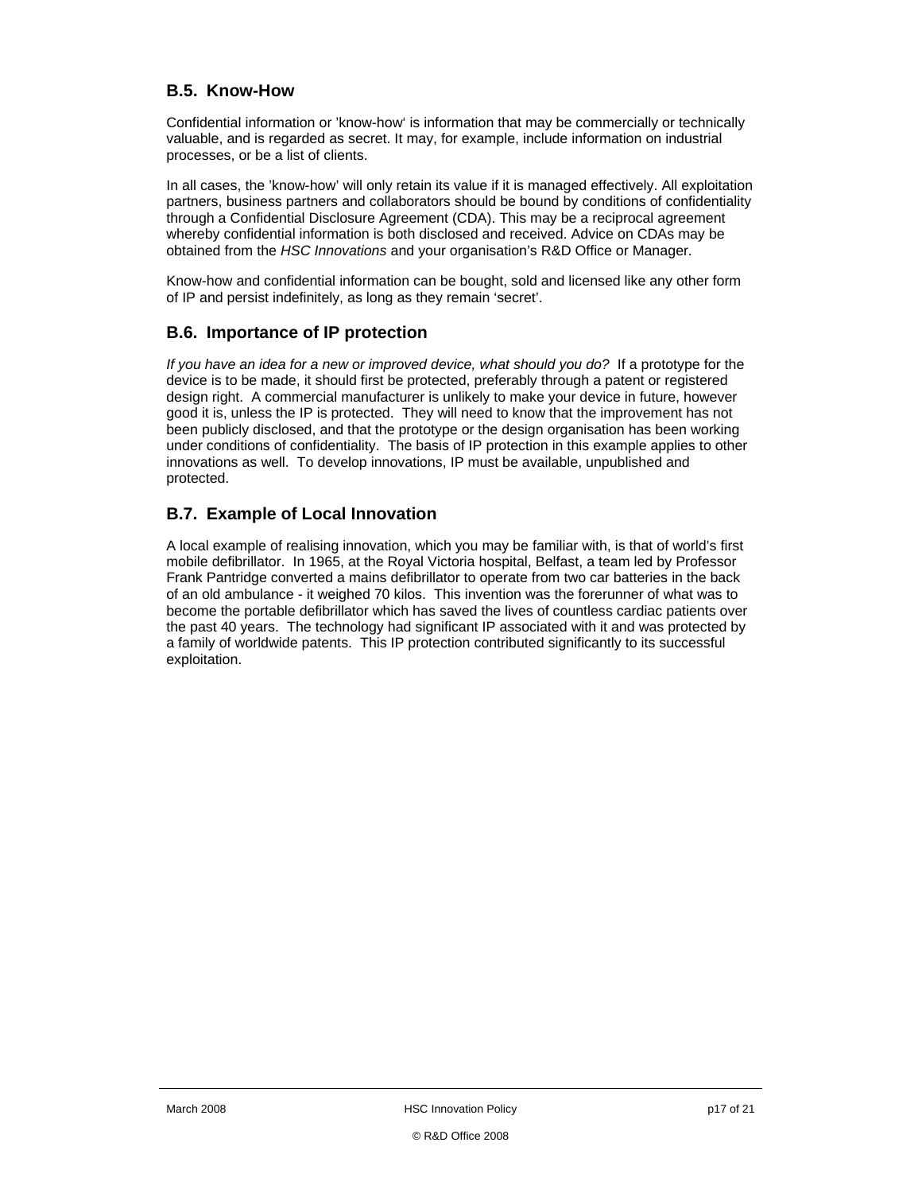## B.5. Know-How

Confidential information or 'know-how' is information that may be commercially or technically valuable, and is regarded as secret. It may, for example, include information on industrial processes, or be a list of clients.

In all cases, the 'know-how' will only retain its value if it is managed effectively. All exploitation partners, business partners and collaborators should be bound by conditions of confidentiality through a Confidential Disclosure Agreement (CDA). This may be a reciprocal agreement whereby confidential information is both disclosed and received. Advice on CDAs may be obtained from the *HSC Innovations* and your organisation's R&D Office or Manager.

Know-how and confidential information can be bought, sold and licensed like any other form of IP and persist indefinitely, as long as they remain 'secret'.

## B.6. Importance of IP protection

*If you have an idea for a new or improved device, what should you do?* If a prototype for the device is to be made, it should first be protected, preferably through a patent or registered design right. A commercial manufacturer is unlikely to make your device in future, however good it is, unless the IP is protected. They will need to know that the improvement has not been publicly disclosed, and that the prototype or the design organisation has been working under conditions of confidentiality. The basis of IP protection in this example applies to other innovations as well. To develop innovations, IP must be available, unpublished and protected.

## B.7. Example of Local Innovation

A local example of realising innovation, which you may be familiar with, is that of world's first mobile defibrillator. In 1965, at the Royal Victoria hospital, Belfast, a team led by Professor Frank Pantridge converted a mains defibrillator to operate from two car batteries in the back of an old ambulance - it weighed 70 kilos. This invention was the forerunner of what was to become the portable defibrillator which has saved the lives of countless cardiac patients over the past 40 years. The technology had significant IP associated with it and was protected by a family of worldwide patents. This IP protection contributed significantly to its successful exploitation.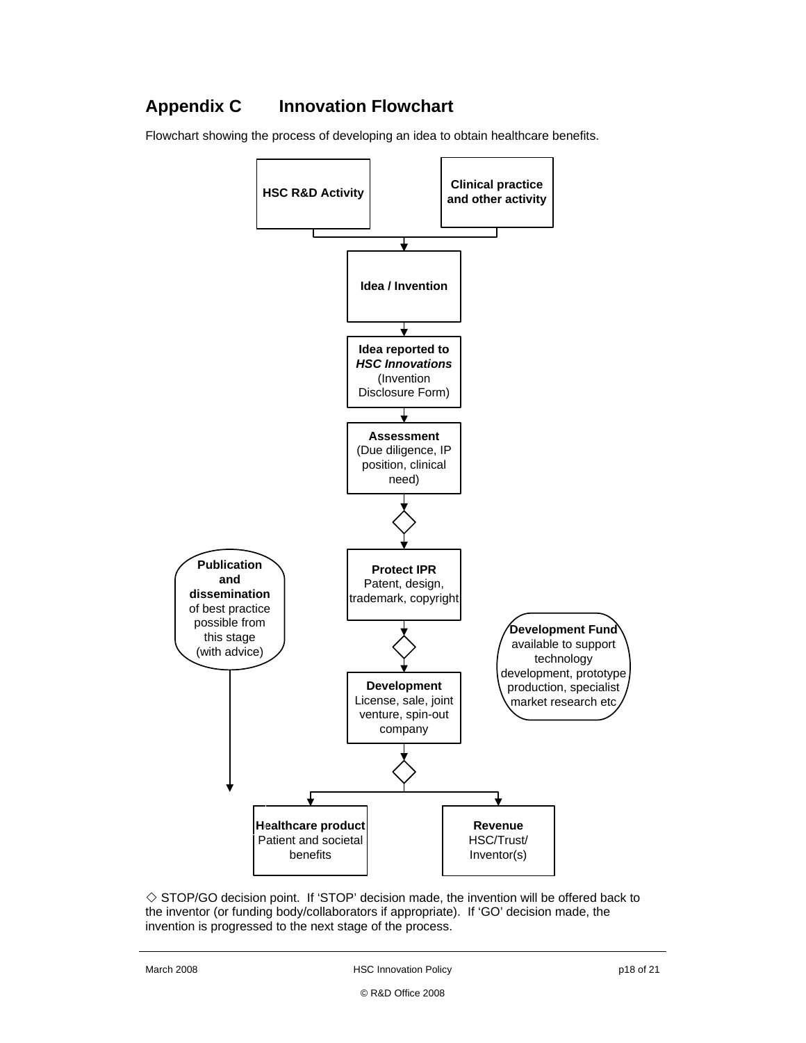## Appendix C Innovation Flowchart

Flowchart showing the process of developing an idea to obtain healthcare benefits.

**HSC R&D Activity**

**Clinical practice and other activity**

**Idea / Invention**

**Idea reported to *HSC Innovations*** (Invention Disclosure Form)

**Assessment** (Due diligence, IP position, clinical need)

◇

**Protect IPR** Patent, design, trademark, copyright

**Publication and dissemination** of best practice possible from this stage (with advice)

◇

**Development Fund** available to support technology development, prototype production, specialist market research etc

**Development** License, sale, joint venture, spin-out company

◇

**Healthcare product** Patient and societal benefits

**Revenue** HSC/Trust/ Inventor(s)

◇ STOP/GO decision point. If 'STOP' decision made, the invention will be offered back to the inventor (or funding body/collaborators if appropriate). If 'GO' decision made, the invention is progressed to the next stage of the process.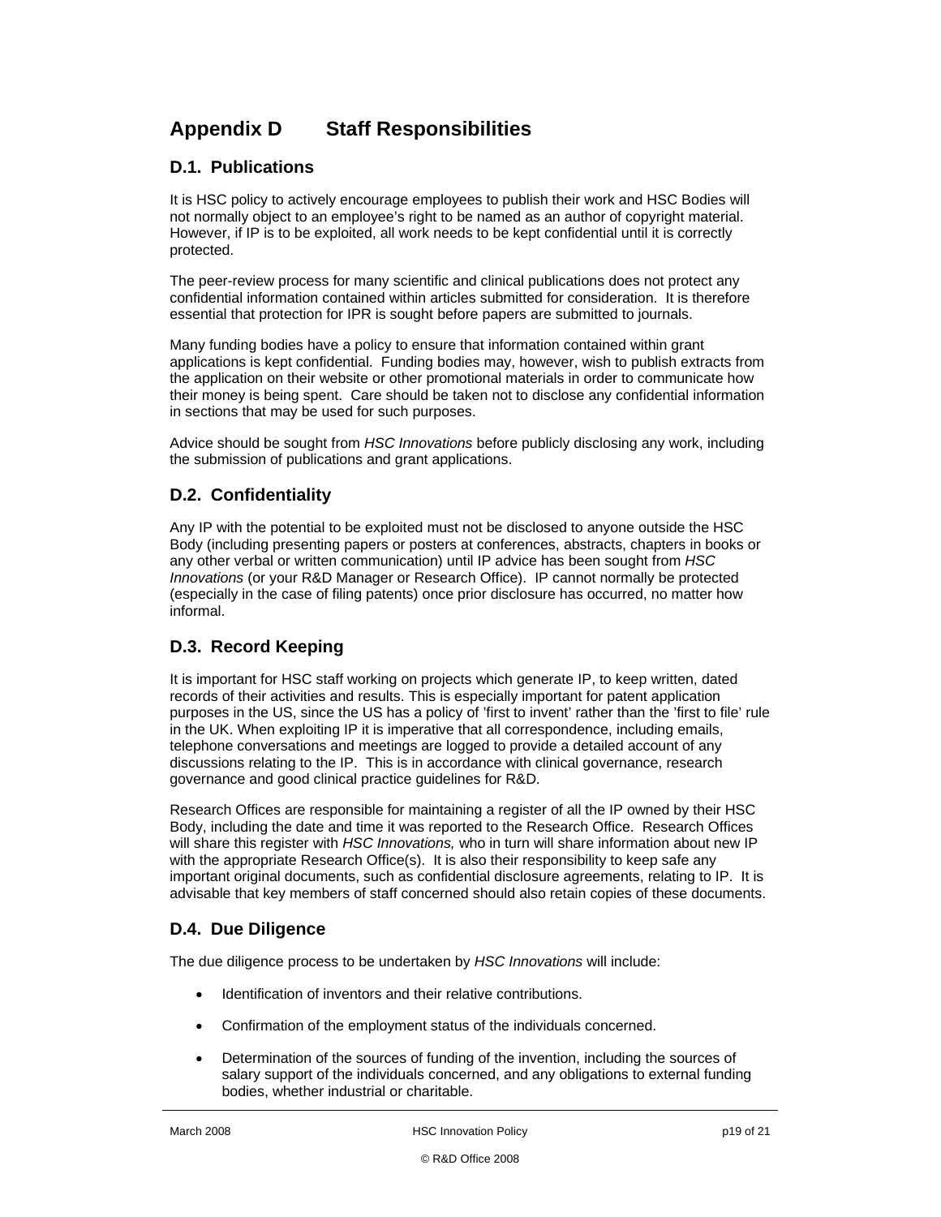# Appendix D Staff Responsibilities

## D.1. Publications

It is HSC policy to actively encourage employees to publish their work and HSC Bodies will not normally object to an employee's right to be named as an author of copyright material. However, if IP is to be exploited, all work needs to be kept confidential until it is correctly protected.

The peer-review process for many scientific and clinical publications does not protect any confidential information contained within articles submitted for consideration. It is therefore essential that protection for IPR is sought before papers are submitted to journals.

Many funding bodies have a policy to ensure that information contained within grant applications is kept confidential. Funding bodies may, however, wish to publish extracts from the application on their website or other promotional materials in order to communicate how their money is being spent. Care should be taken not to disclose any confidential information in sections that may be used for such purposes.

Advice should be sought from *HSC Innovations* before publicly disclosing any work, including the submission of publications and grant applications.

## D.2. Confidentiality

Any IP with the potential to be exploited must not be disclosed to anyone outside the HSC Body (including presenting papers or posters at conferences, abstracts, chapters in books or any other verbal or written communication) until IP advice has been sought from *HSC Innovations* (or your R&D Manager or Research Office). IP cannot normally be protected (especially in the case of filing patents) once prior disclosure has occurred, no matter how informal.

## D.3. Record Keeping

It is important for HSC staff working on projects which generate IP, to keep written, dated records of their activities and results. This is especially important for patent application purposes in the US, since the US has a policy of 'first to invent' rather than the 'first to file' rule in the UK. When exploiting IP it is imperative that all correspondence, including emails, telephone conversations and meetings are logged to provide a detailed account of any discussions relating to the IP. This is in accordance with clinical governance, research governance and good clinical practice guidelines for R&D.

Research Offices are responsible for maintaining a register of all the IP owned by their HSC Body, including the date and time it was reported to the Research Office. Research Offices will share this register with *HSC Innovations,* who in turn will share information about new IP with the appropriate Research Office(s). It is also their responsibility to keep safe any important original documents, such as confidential disclosure agreements, relating to IP. It is advisable that key members of staff concerned should also retain copies of these documents.

## D.4. Due Diligence

The due diligence process to be undertaken by *HSC Innovations* will include:

- Identification of inventors and their relative contributions.
- Confirmation of the employment status of the individuals concerned.
- Determination of the sources of funding of the invention, including the sources of salary support of the individuals concerned, and any obligations to external funding bodies, whether industrial or charitable.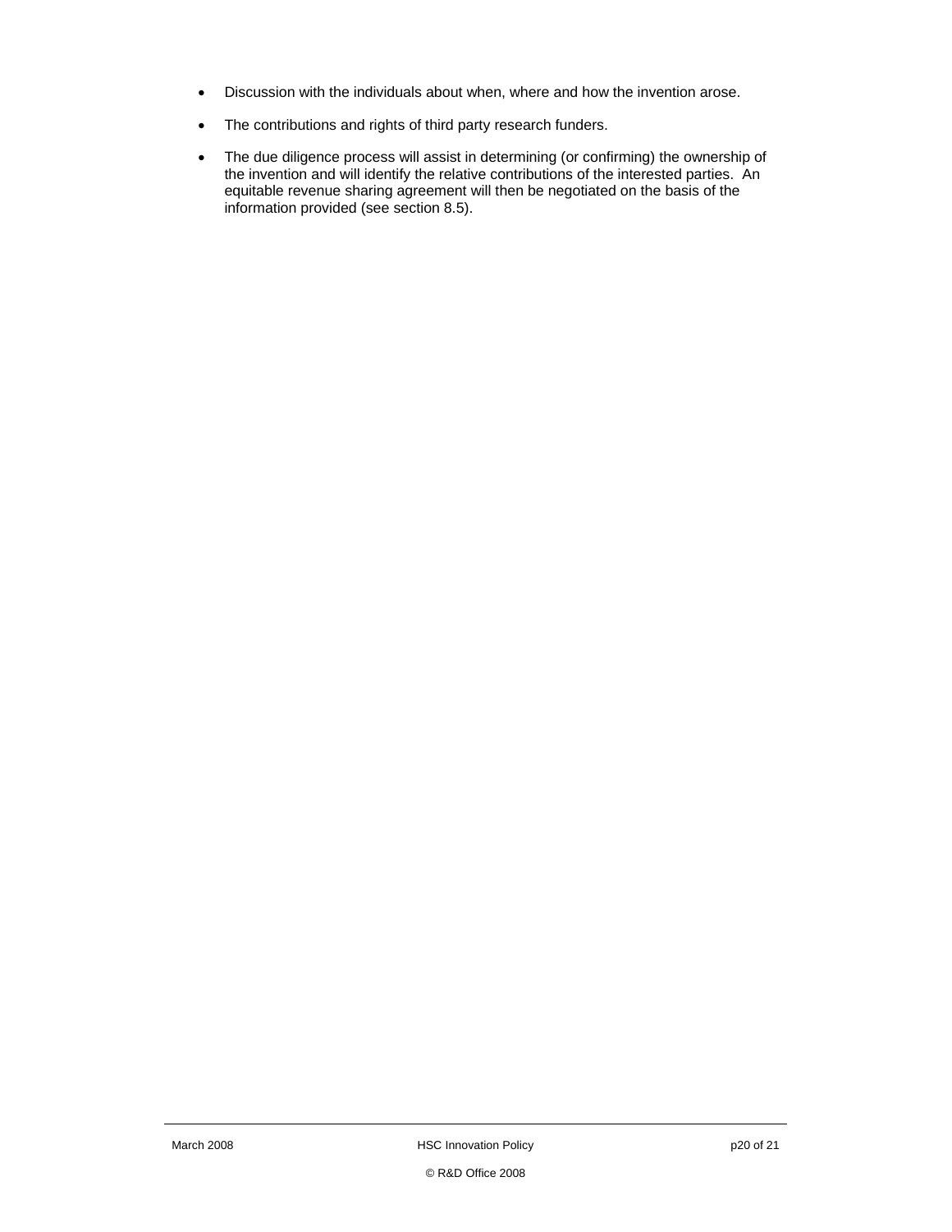- Discussion with the individuals about when, where and how the invention arose.
- The contributions and rights of third party research funders.
- The due diligence process will assist in determining (or confirming) the ownership of the invention and will identify the relative contributions of the interested parties. An equitable revenue sharing agreement will then be negotiated on the basis of the information provided (see section 8.5).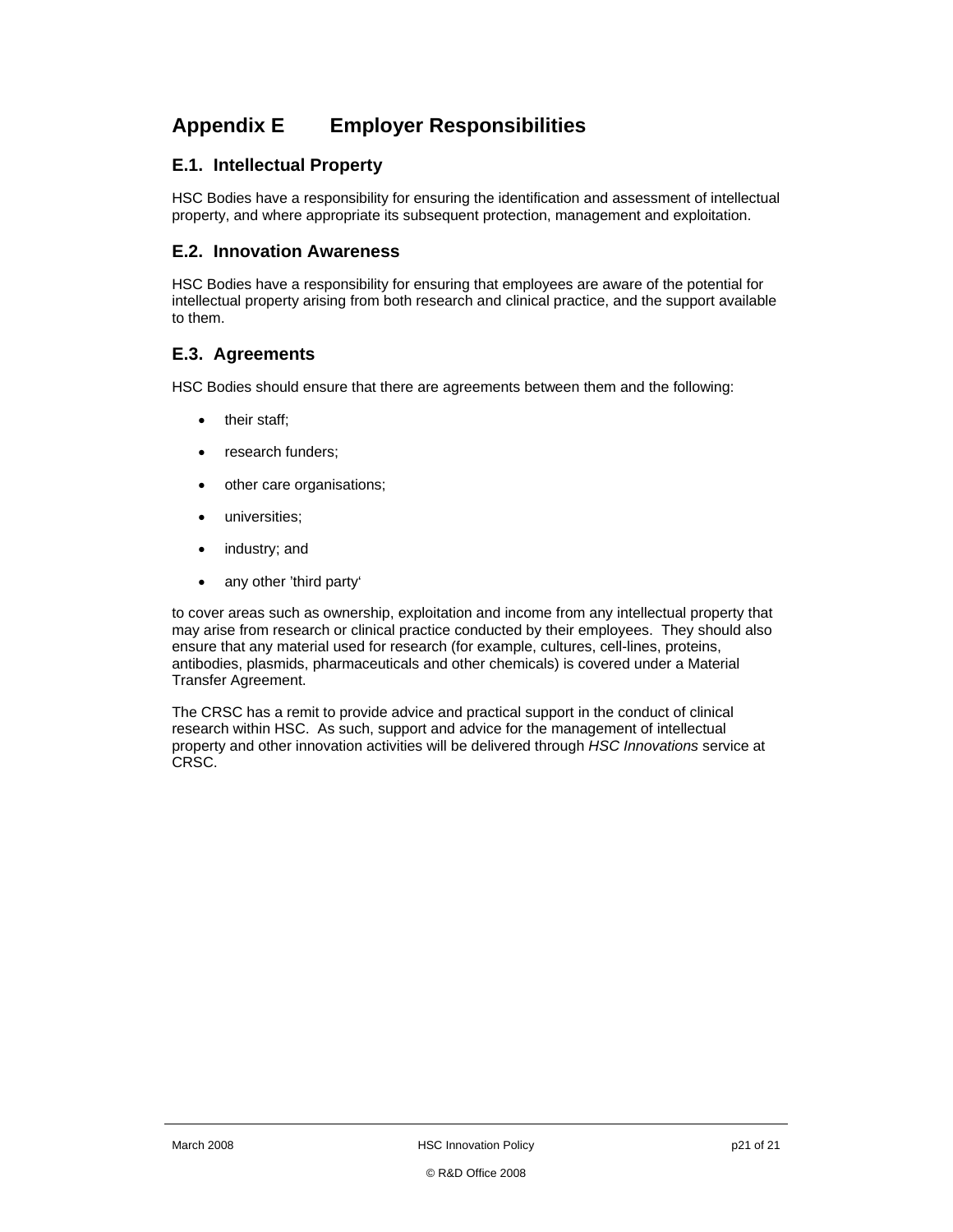# Appendix E Employer Responsibilities

## E.1. Intellectual Property

HSC Bodies have a responsibility for ensuring the identification and assessment of intellectual property, and where appropriate its subsequent protection, management and exploitation.

## E.2. Innovation Awareness

HSC Bodies have a responsibility for ensuring that employees are aware of the potential for intellectual property arising from both research and clinical practice, and the support available to them.

## E.3. Agreements

HSC Bodies should ensure that there are agreements between them and the following:

- their staff;
- research funders;
- other care organisations;
- universities;
- industry; and
- any other 'third party'

to cover areas such as ownership, exploitation and income from any intellectual property that may arise from research or clinical practice conducted by their employees. They should also ensure that any material used for research (for example, cultures, cell-lines, proteins, antibodies, plasmids, pharmaceuticals and other chemicals) is covered under a Material Transfer Agreement.

The CRSC has a remit to provide advice and practical support in the conduct of clinical research within HSC. As such, support and advice for the management of intellectual property and other innovation activities will be delivered through *HSC Innovations* service at CRSC.